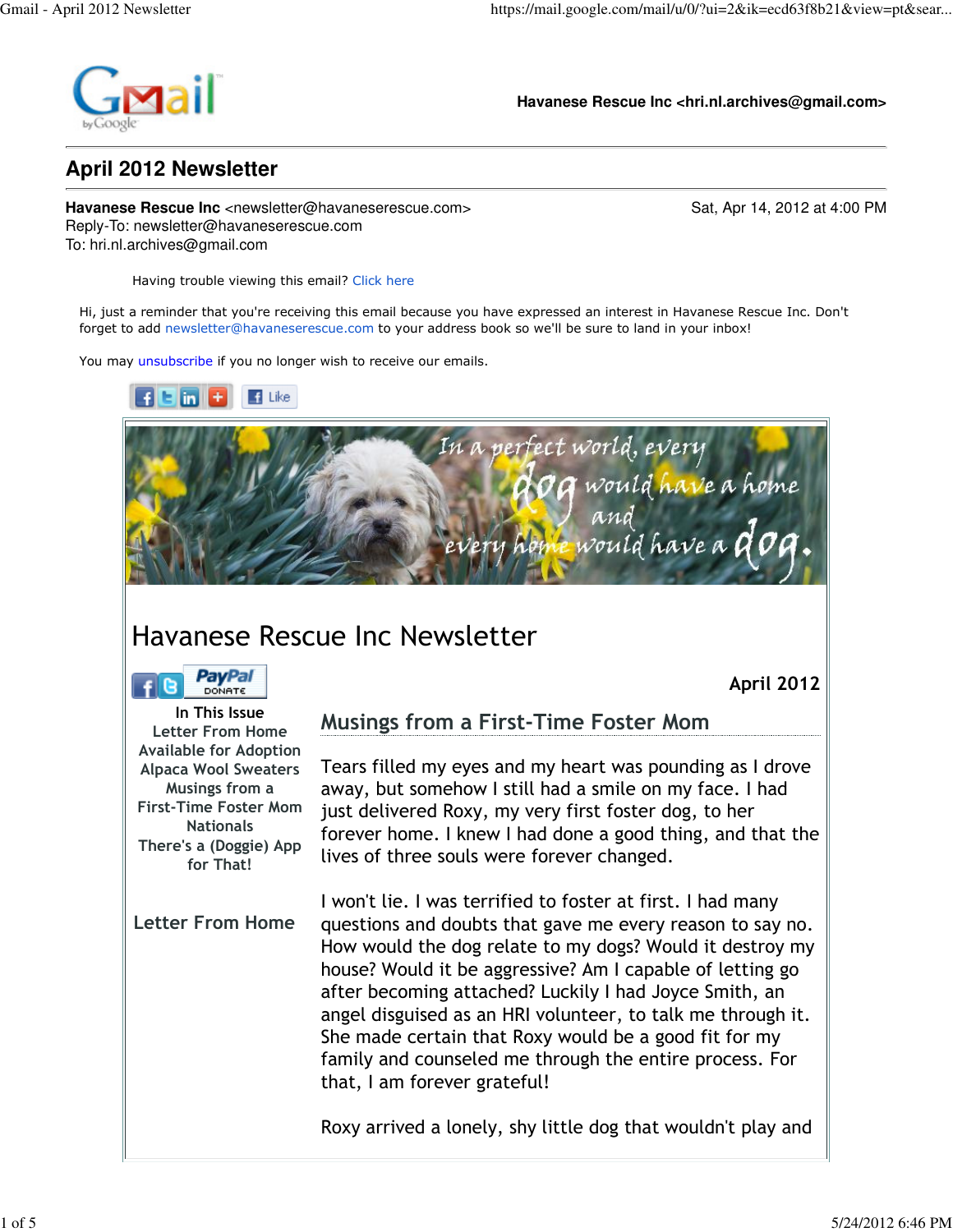Havanese Rescue Inc <hri.nl.archives@gmail.com>

# April 2012 Newsletter

**Havanese Rescue Inc** <newsletter@havaneserescue.com> Sat, Apr 14, 2012 at 4:00 PM
Reply-To: newsletter@havaneserescue.com
To: hri.nl.archives@gmail.com

Having trouble viewing this email? Click here

Hi, just a reminder that you're receiving this email because you have expressed an interest in Havanese Rescue Inc. Don't forget to add newsletter@havaneserescue.com to your address book so we'll be sure to land in your inbox!

You may unsubscribe if you no longer wish to receive our emails.

*In a perfect world, every dog would have a home and every home would have a dog.*

# Havanese Rescue Inc Newsletter

**April 2012**

**In This Issue**
- Letter From Home
- Available for Adoption
- Alpaca Wool Sweaters
- Musings from a First-Time Foster Mom
- Nationals
- There's a (Doggie) App for That!

## Musings from a First-Time Foster Mom

Tears filled my eyes and my heart was pounding as I drove away, but somehow I still had a smile on my face. I had just delivered Roxy, my very first foster dog, to her forever home. I knew I had done a good thing, and that the lives of three souls were forever changed.

I won't lie. I was terrified to foster at first. I had many questions and doubts that gave me every reason to say no. How would the dog relate to my dogs? Would it destroy my house? Would it be aggressive? Am I capable of letting go after becoming attached? Luckily I had Joyce Smith, an angel disguised as an HRI volunteer, to talk me through it. She made certain that Roxy would be a good fit for my family and counseled me through the entire process. For that, I am forever grateful!

Roxy arrived a lonely, shy little dog that wouldn't play and

## Letter From Home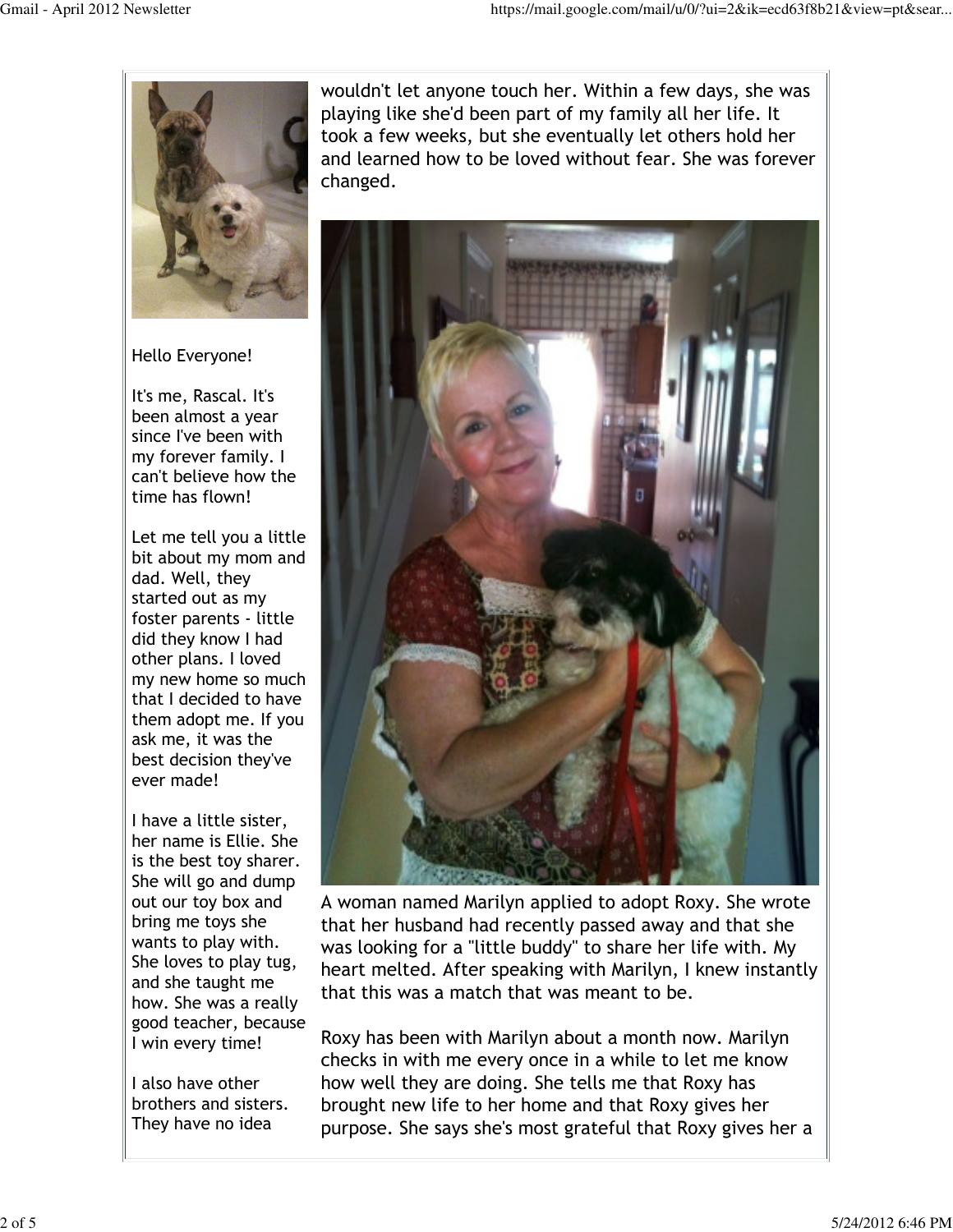wouldn't let anyone touch her. Within a few days, she was playing like she'd been part of my family all her life. It took a few weeks, but she eventually let others hold her and learned how to be loved without fear. She was forever changed.

A woman named Marilyn applied to adopt Roxy. She wrote that her husband had recently passed away and that she was looking for a "little buddy" to share her life with. My heart melted. After speaking with Marilyn, I knew instantly that this was a match that was meant to be.

Roxy has been with Marilyn about a month now. Marilyn checks in with me every once in a while to let me know how well they are doing. She tells me that Roxy has brought new life to her home and that Roxy gives her purpose. She says she's most grateful that Roxy gives her a

Hello Everyone!

It's me, Rascal. It's been almost a year since I've been with my forever family. I can't believe how the time has flown!

Let me tell you a little bit about my mom and dad. Well, they started out as my foster parents - little did they know I had other plans. I loved my new home so much that I decided to have them adopt me. If you ask me, it was the best decision they've ever made!

I have a little sister, her name is Ellie. She is the best toy sharer. She will go and dump out our toy box and bring me toys she wants to play with. She loves to play tug, and she taught me how. She was a really good teacher, because I win every time!

I also have other brothers and sisters. They have no idea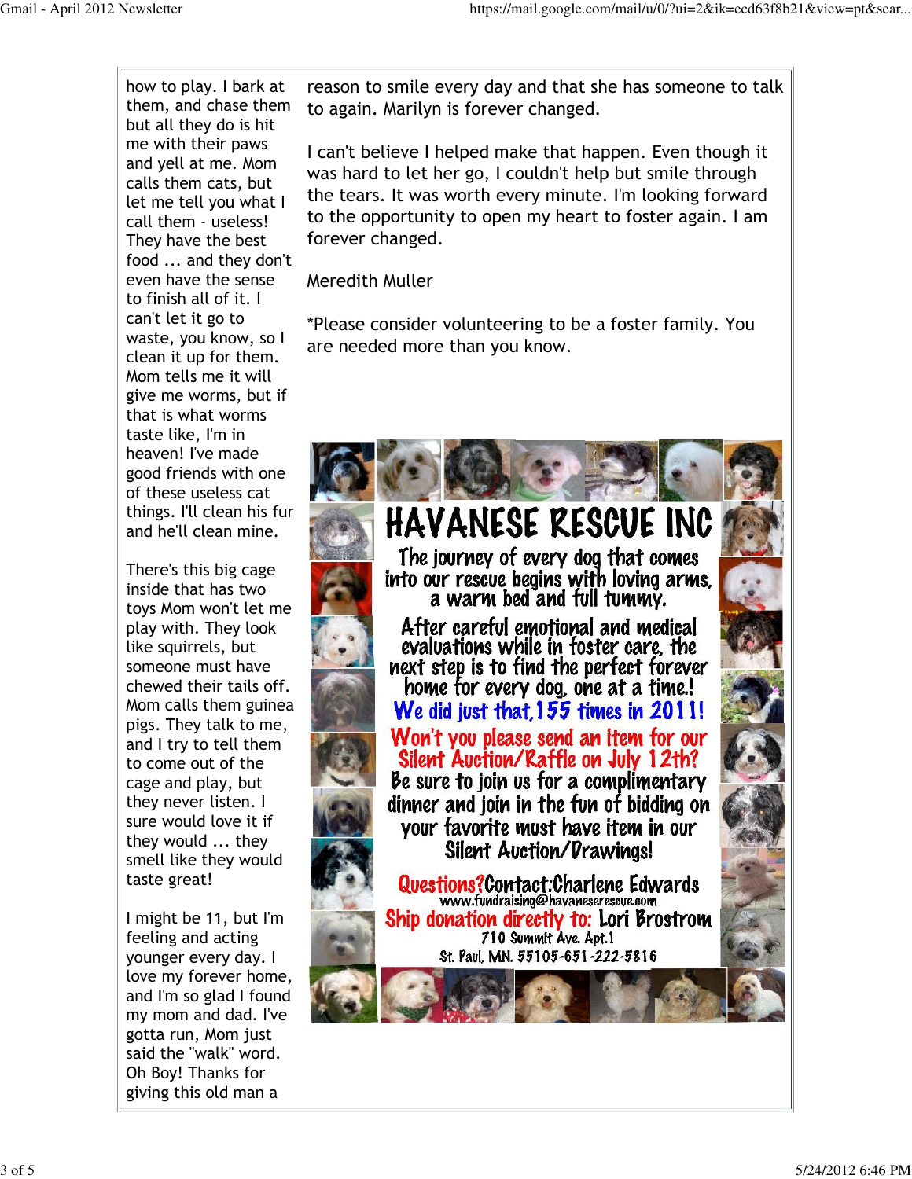how to play. I bark at them, and chase them but all they do is hit me with their paws and yell at me. Mom calls them cats, but let me tell you what I call them - useless! They have the best food ... and they don't even have the sense to finish all of it. I can't let it go to waste, you know, so I clean it up for them. Mom tells me it will give me worms, but if that is what worms taste like, I'm in heaven! I've made good friends with one of these useless cat things. I'll clean his fur and he'll clean mine.

There's this big cage inside that has two toys Mom won't let me play with. They look like squirrels, but someone must have chewed their tails off. Mom calls them guinea pigs. They talk to me, and I try to tell them to come out of the cage and play, but they never listen. I sure would love it if they would ... they smell like they would taste great!

I might be 11, but I'm feeling and acting younger every day. I love my forever home, and I'm so glad I found my mom and dad. I've gotta run, Mom just said the "walk" word. Oh Boy! Thanks for giving this old man a

reason to smile every day and that she has someone to talk to again. Marilyn is forever changed.

I can't believe I helped make that happen. Even though it was hard to let her go, I couldn't help but smile through the tears. It was worth every minute. I'm looking forward to the opportunity to open my heart to foster again. I am forever changed.

Meredith Muller

*Please consider volunteering to be a foster family. You are needed more than you know.

# HAVANESE RESCUE INC

The journey of every dog that comes into our rescue begins with loving arms, a warm bed and full tummy.

After careful emotional and medical evaluations while in foster care, the next step is to find the perfect forever home for every dog, one at a time!

We did just that, 155 times in 2011!

Won't you please send an item for our Silent Auction/Raffle on July 12th?

Be sure to join us for a complimentary dinner and join in the fun of bidding on your favorite must have item in our Silent Auction/Drawings!

Questions? Contact: Charlene Edwards
www.fundraising@havaneserescue.com

Ship donation directly to: Lori Brostrom
710 Summit Ave. Apt.1
St. Paul, MN. 55105-651-222-5816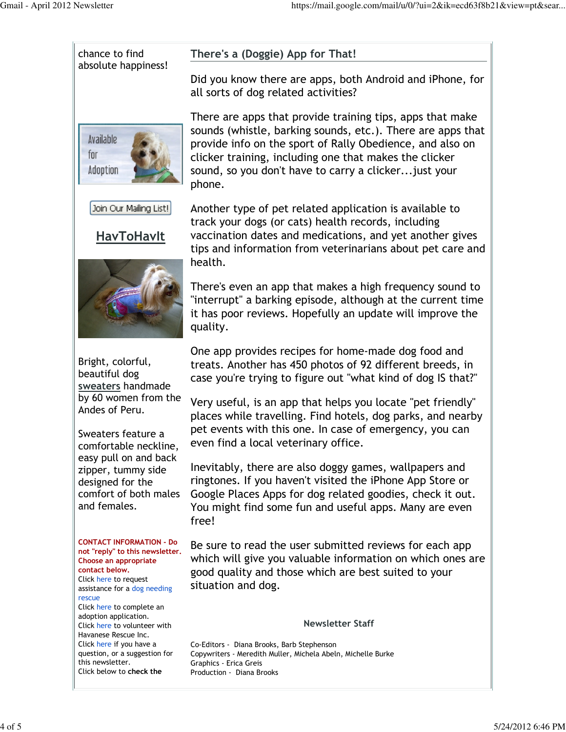chance to find absolute happiness!

Join Our Mailing List!

**HavToHavIt**

Bright, colorful, beautiful dog sweaters handmade by 60 women from the Andes of Peru.

Sweaters feature a comfortable neckline, easy pull on and back zipper, tummy side designed for the comfort of both males and females.

**CONTACT INFORMATION - Do not "reply" to this newsletter. Choose an appropriate contact below.**

Click here to request assistance for a dog needing rescue
Click here to complete an adoption application.
Click here to volunteer with Havanese Rescue Inc.
Click here if you have a question, or a suggestion for this newsletter.
Click below to **check the**

## There's a (Doggie) App for That!

Did you know there are apps, both Android and iPhone, for all sorts of dog related activities?

There are apps that provide training tips, apps that make sounds (whistle, barking sounds, etc.). There are apps that provide info on the sport of Rally Obedience, and also on clicker training, including one that makes the clicker sound, so you don't have to carry a clicker...just your phone.

Another type of pet related application is available to track your dogs (or cats) health records, including vaccination dates and medications, and yet another gives tips and information from veterinarians about pet care and health.

There's even an app that makes a high frequency sound to "interrupt" a barking episode, although at the current time it has poor reviews. Hopefully an update will improve the quality.

One app provides recipes for home-made dog food and treats. Another has 450 photos of 92 different breeds, in case you're trying to figure out "what kind of dog IS that?"

Very useful, is an app that helps you locate "pet friendly" places while travelling. Find hotels, dog parks, and nearby pet events with this one. In case of emergency, you can even find a local veterinary office.

Inevitably, there are also doggy games, wallpapers and ringtones. If you haven't visited the iPhone App Store or Google Places Apps for dog related goodies, check it out. You might find some fun and useful apps. Many are even free!

Be sure to read the user submitted reviews for each app which will give you valuable information on which ones are good quality and those which are best suited to your situation and dog.

### Newsletter Staff

Co-Editors - Diana Brooks, Barb Stephenson
Copywriters - Meredith Muller, Michela Abeln, Michelle Burke
Graphics - Erica Greis
Production - Diana Brooks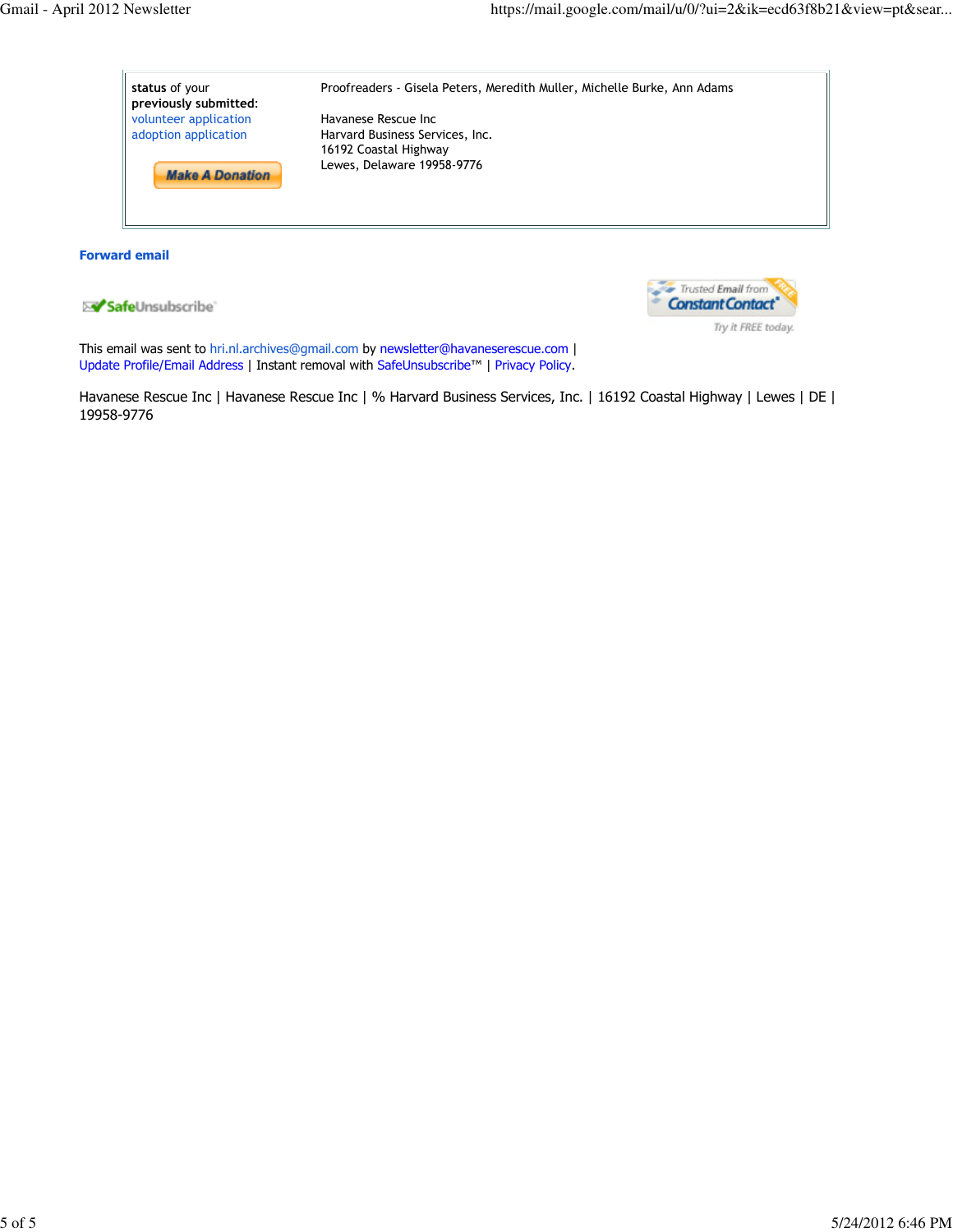| | |
|---|---|
| **status** of your **previously submitted:** volunteer application adoption application | Proofreaders - Gisela Peters, Meredith Muller, Michelle Burke, Ann Adams<br><br>Havanese Rescue Inc<br>Harvard Business Services, Inc.<br>16192 Coastal Highway<br>Lewes, Delaware 19958-9776 |

Make A Donation

**Forward email**

SafeUnsubscribe

Trusted Email from Constant Contact

Try it FREE today.

This email was sent to hri.nl.archives@gmail.com by newsletter@havaneserescue.com | Update Profile/Email Address | Instant removal with SafeUnsubscribe™ | Privacy Policy.

Havanese Rescue Inc | Havanese Rescue Inc | % Harvard Business Services, Inc. | 16192 Coastal Highway | Lewes | DE | 19958-9776